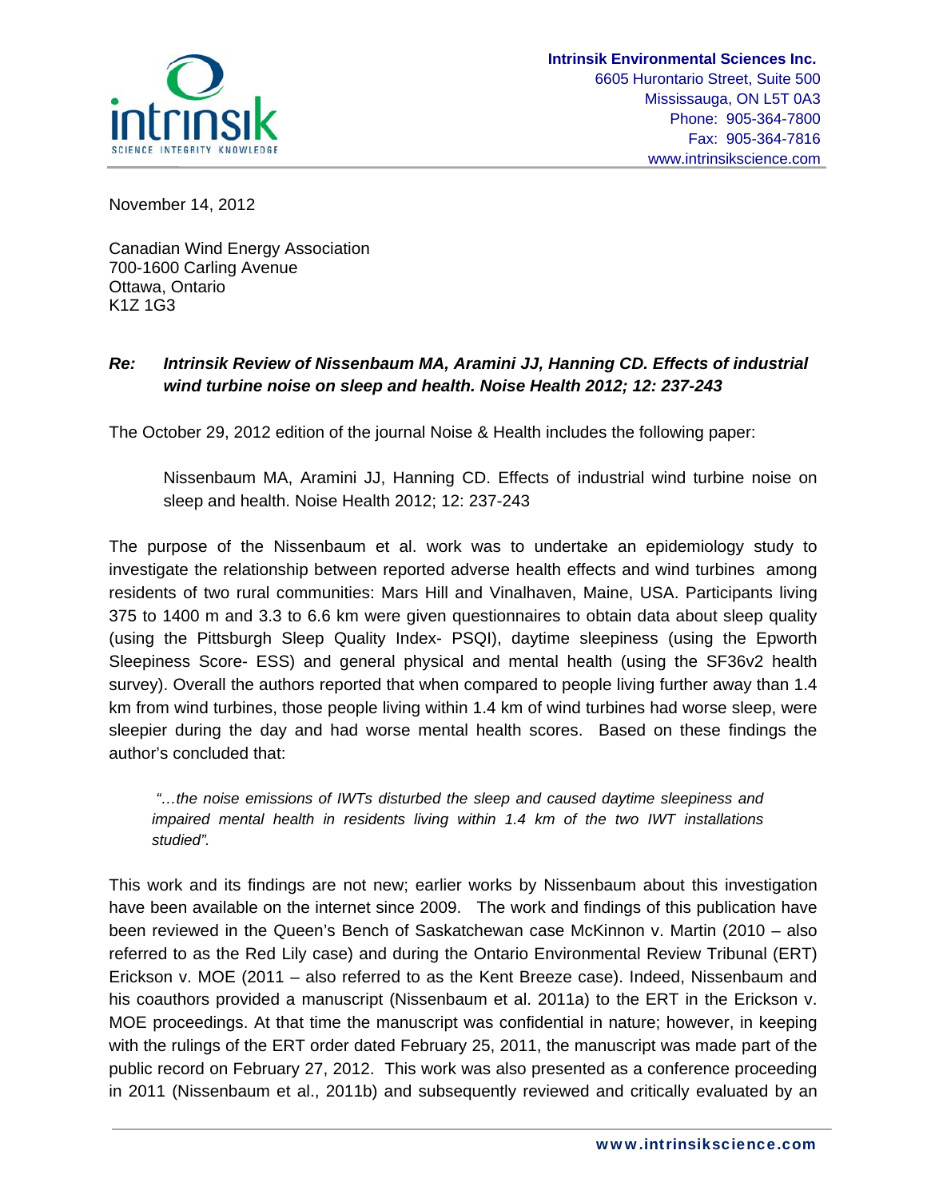**Intrinsik Environmental Sciences Inc.**
6605 Hurontario Street, Suite 500
Mississauga, ON L5T 0A3
Phone: 905-364-7800
Fax: 905-364-7816
www.intrinsikscience.com

November 14, 2012

Canadian Wind Energy Association
700-1600 Carling Avenue
Ottawa, Ontario
K1Z 1G3

***Re: Intrinsik Review of Nissenbaum MA, Aramini JJ, Hanning CD. Effects of industrial wind turbine noise on sleep and health. Noise Health 2012; 12: 237-243***

The October 29, 2012 edition of the journal Noise & Health includes the following paper:

> Nissenbaum MA, Aramini JJ, Hanning CD. Effects of industrial wind turbine noise on sleep and health. Noise Health 2012; 12: 237-243

The purpose of the Nissenbaum et al. work was to undertake an epidemiology study to investigate the relationship between reported adverse health effects and wind turbines among residents of two rural communities: Mars Hill and Vinalhaven, Maine, USA. Participants living 375 to 1400 m and 3.3 to 6.6 km were given questionnaires to obtain data about sleep quality (using the Pittsburgh Sleep Quality Index- PSQI), daytime sleepiness (using the Epworth Sleepiness Score- ESS) and general physical and mental health (using the SF36v2 health survey). Overall the authors reported that when compared to people living further away than 1.4 km from wind turbines, those people living within 1.4 km of wind turbines had worse sleep, were sleepier during the day and had worse mental health scores. Based on these findings the author's concluded that:

> *"…the noise emissions of IWTs disturbed the sleep and caused daytime sleepiness and impaired mental health in residents living within 1.4 km of the two IWT installations studied".*

This work and its findings are not new; earlier works by Nissenbaum about this investigation have been available on the internet since 2009. The work and findings of this publication have been reviewed in the Queen's Bench of Saskatchewan case McKinnon v. Martin (2010 – also referred to as the Red Lily case) and during the Ontario Environmental Review Tribunal (ERT) Erickson v. MOE (2011 – also referred to as the Kent Breeze case). Indeed, Nissenbaum and his coauthors provided a manuscript (Nissenbaum et al. 2011a) to the ERT in the Erickson v. MOE proceedings. At that time the manuscript was confidential in nature; however, in keeping with the rulings of the ERT order dated February 25, 2011, the manuscript was made part of the public record on February 27, 2012. This work was also presented as a conference proceeding in 2011 (Nissenbaum et al., 2011b) and subsequently reviewed and critically evaluated by an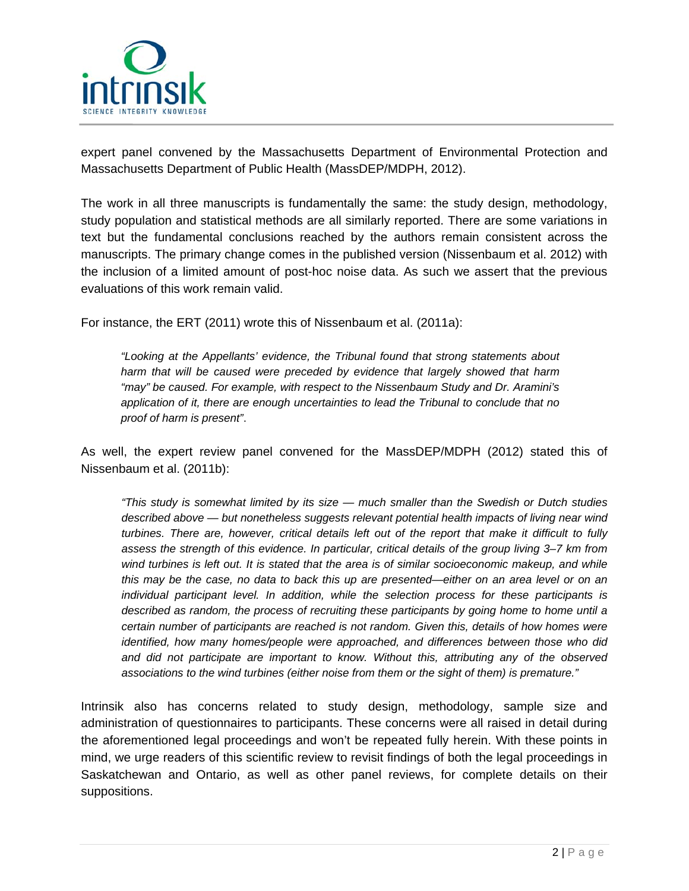expert panel convened by the Massachusetts Department of Environmental Protection and Massachusetts Department of Public Health (MassDEP/MDPH, 2012).

The work in all three manuscripts is fundamentally the same: the study design, methodology, study population and statistical methods are all similarly reported. There are some variations in text but the fundamental conclusions reached by the authors remain consistent across the manuscripts. The primary change comes in the published version (Nissenbaum et al. 2012) with the inclusion of a limited amount of post-hoc noise data. As such we assert that the previous evaluations of this work remain valid.

For instance, the ERT (2011) wrote this of Nissenbaum et al. (2011a):

> *"Looking at the Appellants' evidence, the Tribunal found that strong statements about harm that will be caused were preceded by evidence that largely showed that harm "may" be caused. For example, with respect to the Nissenbaum Study and Dr. Aramini's application of it, there are enough uncertainties to lead the Tribunal to conclude that no proof of harm is present"*.

As well, the expert review panel convened for the MassDEP/MDPH (2012) stated this of Nissenbaum et al. (2011b):

> *"This study is somewhat limited by its size — much smaller than the Swedish or Dutch studies described above — but nonetheless suggests relevant potential health impacts of living near wind turbines. There are, however, critical details left out of the report that make it difficult to fully assess the strength of this evidence. In particular, critical details of the group living 3–7 km from wind turbines is left out. It is stated that the area is of similar socioeconomic makeup, and while this may be the case, no data to back this up are presented—either on an area level or on an individual participant level. In addition, while the selection process for these participants is described as random, the process of recruiting these participants by going home to home until a certain number of participants are reached is not random. Given this, details of how homes were identified, how many homes/people were approached, and differences between those who did and did not participate are important to know. Without this, attributing any of the observed associations to the wind turbines (either noise from them or the sight of them) is premature."*

Intrinsik also has concerns related to study design, methodology, sample size and administration of questionnaires to participants. These concerns were all raised in detail during the aforementioned legal proceedings and won't be repeated fully herein. With these points in mind, we urge readers of this scientific review to revisit findings of both the legal proceedings in Saskatchewan and Ontario, as well as other panel reviews, for complete details on their suppositions.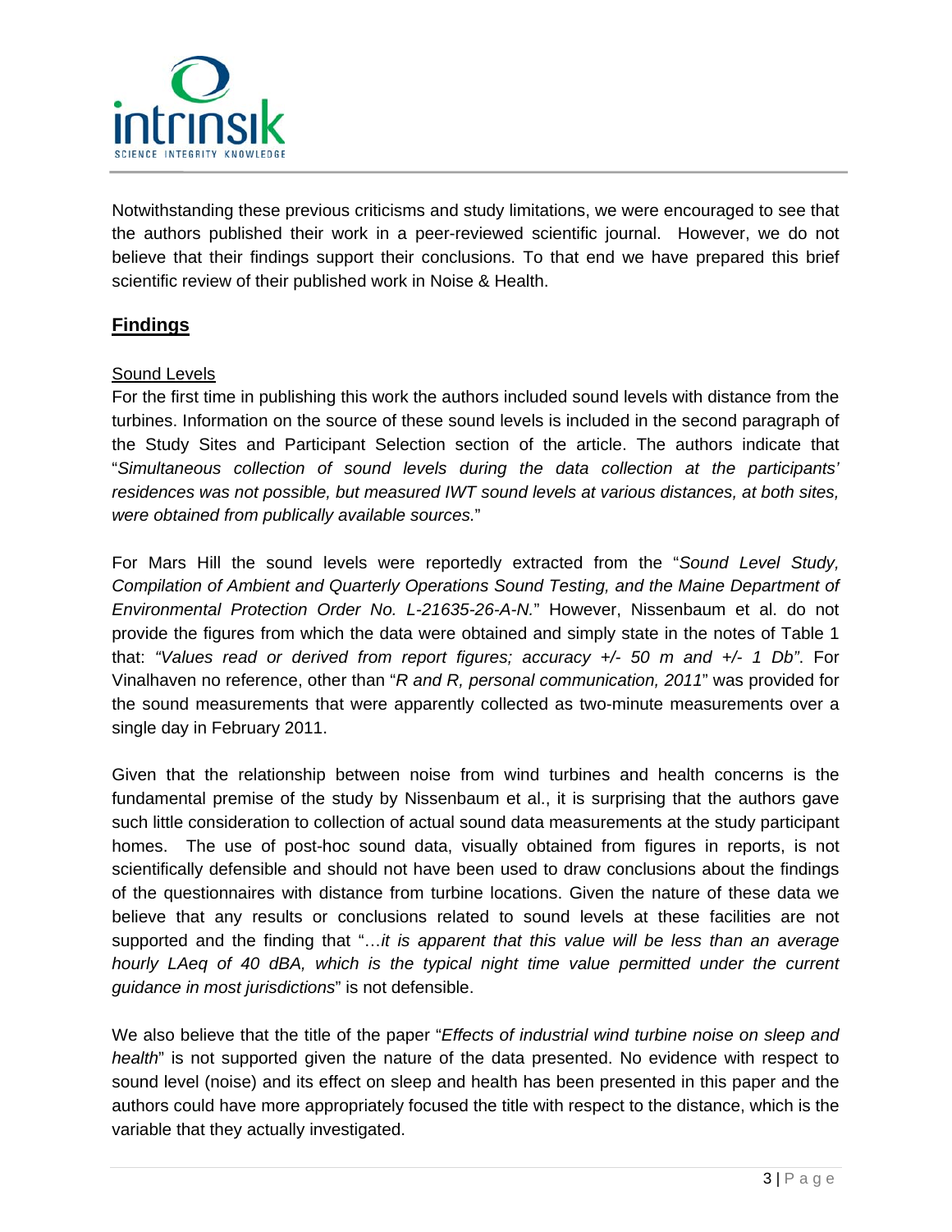Notwithstanding these previous criticisms and study limitations, we were encouraged to see that the authors published their work in a peer-reviewed scientific journal. However, we do not believe that their findings support their conclusions. To that end we have prepared this brief scientific review of their published work in Noise & Health.

## Findings

Sound Levels

For the first time in publishing this work the authors included sound levels with distance from the turbines. Information on the source of these sound levels is included in the second paragraph of the Study Sites and Participant Selection section of the article. The authors indicate that "*Simultaneous collection of sound levels during the data collection at the participants' residences was not possible, but measured IWT sound levels at various distances, at both sites, were obtained from publically available sources.*"

For Mars Hill the sound levels were reportedly extracted from the "*Sound Level Study, Compilation of Ambient and Quarterly Operations Sound Testing, and the Maine Department of Environmental Protection Order No. L-21635-26-A-N.*" However, Nissenbaum et al. do not provide the figures from which the data were obtained and simply state in the notes of Table 1 that: *"Values read or derived from report figures; accuracy +/- 50 m and +/- 1 Db"*. For Vinalhaven no reference, other than "*R and R, personal communication, 2011*" was provided for the sound measurements that were apparently collected as two-minute measurements over a single day in February 2011.

Given that the relationship between noise from wind turbines and health concerns is the fundamental premise of the study by Nissenbaum et al., it is surprising that the authors gave such little consideration to collection of actual sound data measurements at the study participant homes. The use of post-hoc sound data, visually obtained from figures in reports, is not scientifically defensible and should not have been used to draw conclusions about the findings of the questionnaires with distance from turbine locations. Given the nature of these data we believe that any results or conclusions related to sound levels at these facilities are not supported and the finding that "…*it is apparent that this value will be less than an average hourly LAeq of 40 dBA, which is the typical night time value permitted under the current guidance in most jurisdictions*" is not defensible.

We also believe that the title of the paper "*Effects of industrial wind turbine noise on sleep and health*" is not supported given the nature of the data presented. No evidence with respect to sound level (noise) and its effect on sleep and health has been presented in this paper and the authors could have more appropriately focused the title with respect to the distance, which is the variable that they actually investigated.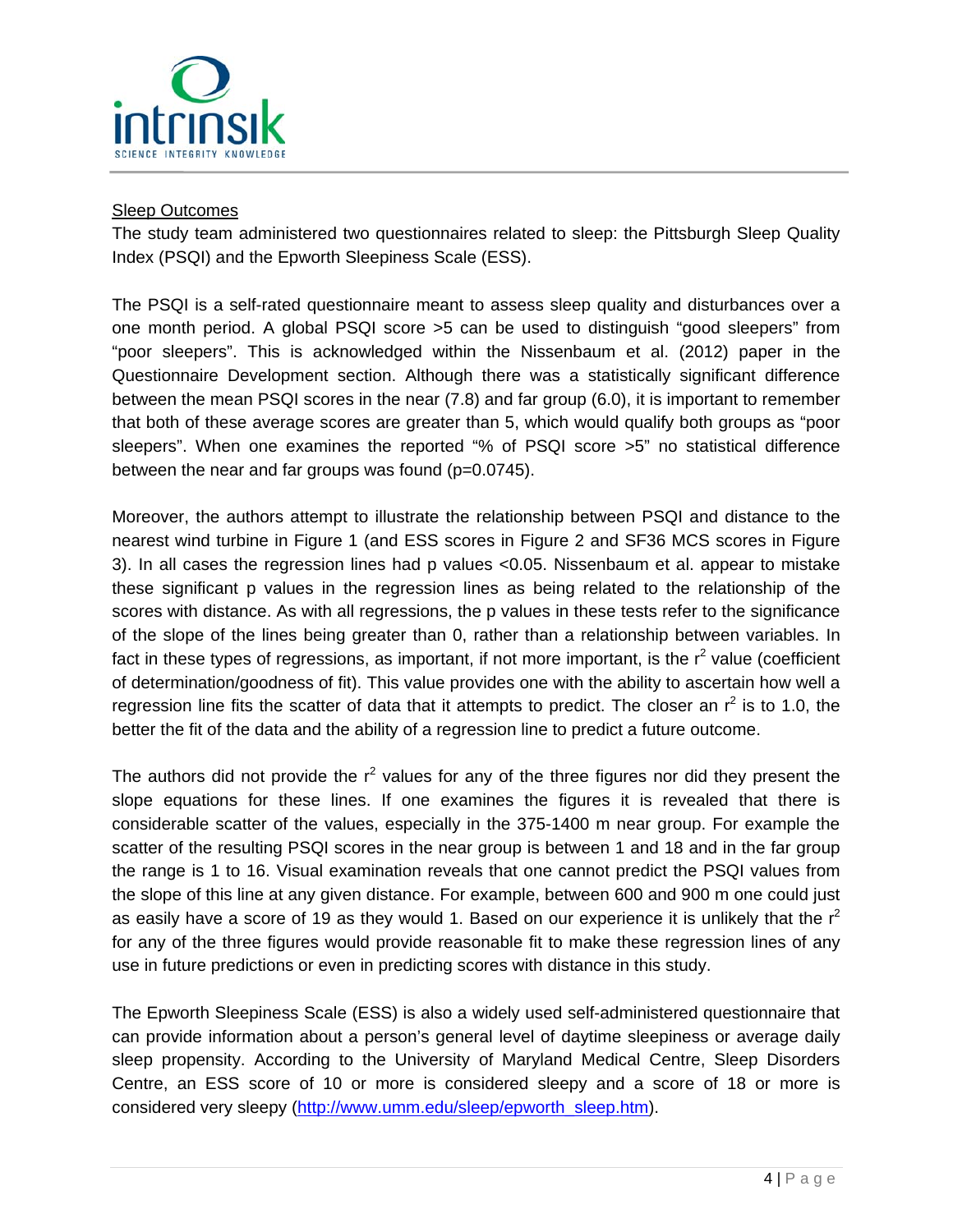Sleep Outcomes

The study team administered two questionnaires related to sleep: the Pittsburgh Sleep Quality Index (PSQI) and the Epworth Sleepiness Scale (ESS).

The PSQI is a self-rated questionnaire meant to assess sleep quality and disturbances over a one month period. A global PSQI score >5 can be used to distinguish "good sleepers" from "poor sleepers". This is acknowledged within the Nissenbaum et al. (2012) paper in the Questionnaire Development section. Although there was a statistically significant difference between the mean PSQI scores in the near (7.8) and far group (6.0), it is important to remember that both of these average scores are greater than 5, which would qualify both groups as "poor sleepers". When one examines the reported "% of PSQI score >5" no statistical difference between the near and far groups was found (p=0.0745).

Moreover, the authors attempt to illustrate the relationship between PSQI and distance to the nearest wind turbine in Figure 1 (and ESS scores in Figure 2 and SF36 MCS scores in Figure 3). In all cases the regression lines had p values <0.05. Nissenbaum et al. appear to mistake these significant p values in the regression lines as being related to the relationship of the scores with distance. As with all regressions, the p values in these tests refer to the significance of the slope of the lines being greater than 0, rather than a relationship between variables. In fact in these types of regressions, as important, if not more important, is the $r^2$ value (coefficient of determination/goodness of fit). This value provides one with the ability to ascertain how well a regression line fits the scatter of data that it attempts to predict. The closer an $r^2$ is to 1.0, the better the fit of the data and the ability of a regression line to predict a future outcome.

The authors did not provide the $r^2$ values for any of the three figures nor did they present the slope equations for these lines. If one examines the figures it is revealed that there is considerable scatter of the values, especially in the 375-1400 m near group. For example the scatter of the resulting PSQI scores in the near group is between 1 and 18 and in the far group the range is 1 to 16. Visual examination reveals that one cannot predict the PSQI values from the slope of this line at any given distance. For example, between 600 and 900 m one could just as easily have a score of 19 as they would 1. Based on our experience it is unlikely that the $r^2$ for any of the three figures would provide reasonable fit to make these regression lines of any use in future predictions or even in predicting scores with distance in this study.

The Epworth Sleepiness Scale (ESS) is also a widely used self-administered questionnaire that can provide information about a person's general level of daytime sleepiness or average daily sleep propensity. According to the University of Maryland Medical Centre, Sleep Disorders Centre, an ESS score of 10 or more is considered sleepy and a score of 18 or more is considered very sleepy (http://www.umm.edu/sleep/epworth_sleep.htm).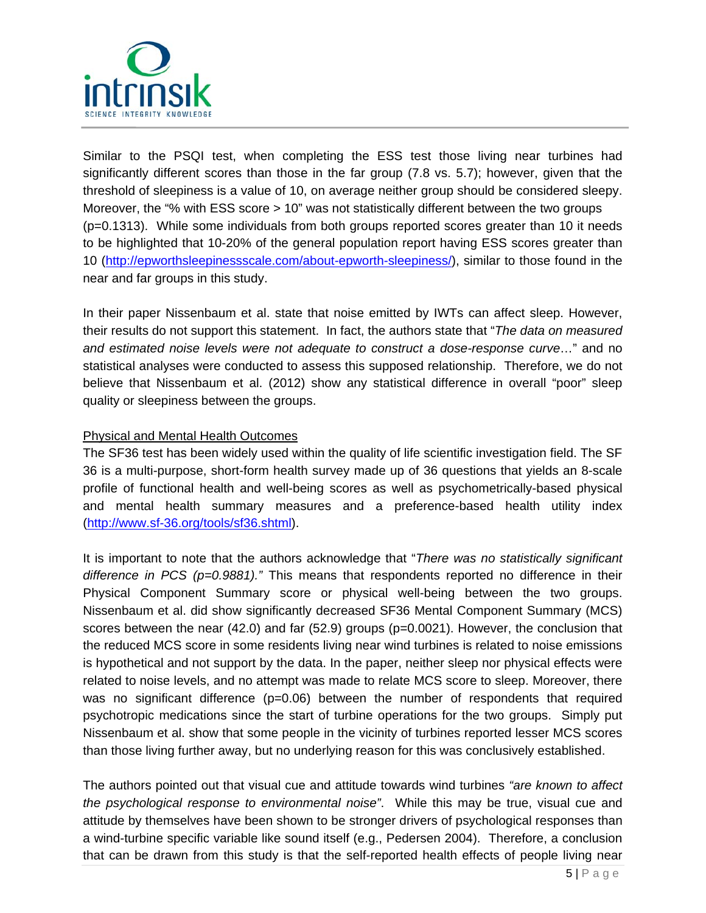Similar to the PSQI test, when completing the ESS test those living near turbines had significantly different scores than those in the far group (7.8 vs. 5.7); however, given that the threshold of sleepiness is a value of 10, on average neither group should be considered sleepy. Moreover, the "% with ESS score > 10" was not statistically different between the two groups (p=0.1313). While some individuals from both groups reported scores greater than 10 it needs to be highlighted that 10-20% of the general population report having ESS scores greater than 10 (http://epworthsleepinessscale.com/about-epworth-sleepiness/), similar to those found in the near and far groups in this study.

In their paper Nissenbaum et al. state that noise emitted by IWTs can affect sleep. However, their results do not support this statement. In fact, the authors state that "*The data on measured and estimated noise levels were not adequate to construct a dose-response curve*…" and no statistical analyses were conducted to assess this supposed relationship. Therefore, we do not believe that Nissenbaum et al. (2012) show any statistical difference in overall "poor" sleep quality or sleepiness between the groups.

<u>Physical and Mental Health Outcomes</u>

The SF36 test has been widely used within the quality of life scientific investigation field. The SF 36 is a multi-purpose, short-form health survey made up of 36 questions that yields an 8-scale profile of functional health and well-being scores as well as psychometrically-based physical and mental health summary measures and a preference-based health utility index (http://www.sf-36.org/tools/sf36.shtml).

It is important to note that the authors acknowledge that "*There was no statistically significant difference in PCS (p=0.9881).*" This means that respondents reported no difference in their Physical Component Summary score or physical well-being between the two groups. Nissenbaum et al. did show significantly decreased SF36 Mental Component Summary (MCS) scores between the near (42.0) and far (52.9) groups (p=0.0021). However, the conclusion that the reduced MCS score in some residents living near wind turbines is related to noise emissions is hypothetical and not support by the data. In the paper, neither sleep nor physical effects were related to noise levels, and no attempt was made to relate MCS score to sleep. Moreover, there was no significant difference (p=0.06) between the number of respondents that required psychotropic medications since the start of turbine operations for the two groups. Simply put Nissenbaum et al. show that some people in the vicinity of turbines reported lesser MCS scores than those living further away, but no underlying reason for this was conclusively established.

The authors pointed out that visual cue and attitude towards wind turbines *"are known to affect the psychological response to environmental noise"*. While this may be true, visual cue and attitude by themselves have been shown to be stronger drivers of psychological responses than a wind-turbine specific variable like sound itself (e.g., Pedersen 2004). Therefore, a conclusion that can be drawn from this study is that the self-reported health effects of people living near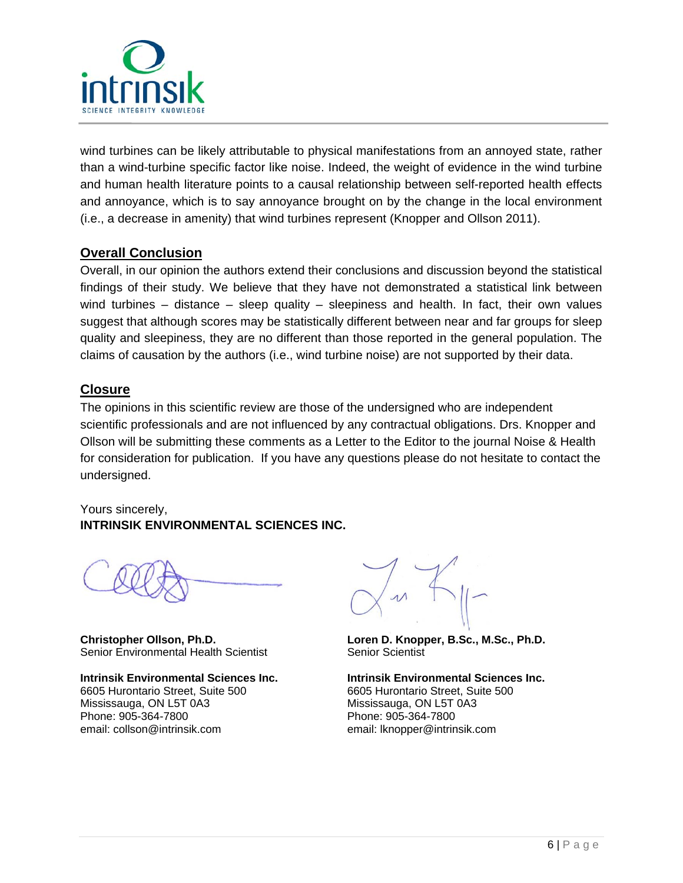wind turbines can be likely attributable to physical manifestations from an annoyed state, rather than a wind-turbine specific factor like noise. Indeed, the weight of evidence in the wind turbine and human health literature points to a causal relationship between self-reported health effects and annoyance, which is to say annoyance brought on by the change in the local environment (i.e., a decrease in amenity) that wind turbines represent (Knopper and Ollson 2011).

## Overall Conclusion

Overall, in our opinion the authors extend their conclusions and discussion beyond the statistical findings of their study. We believe that they have not demonstrated a statistical link between wind turbines – distance – sleep quality – sleepiness and health. In fact, their own values suggest that although scores may be statistically different between near and far groups for sleep quality and sleepiness, they are no different than those reported in the general population. The claims of causation by the authors (i.e., wind turbine noise) are not supported by their data.

## Closure

The opinions in this scientific review are those of the undersigned who are independent scientific professionals and are not influenced by any contractual obligations. Drs. Knopper and Ollson will be submitting these comments as a Letter to the Editor to the journal Noise & Health for consideration for publication. If you have any questions please do not hesitate to contact the undersigned.

Yours sincerely,
**INTRINSIK ENVIRONMENTAL SCIENCES INC.**

**Christopher Ollson, Ph.D.**
Senior Environmental Health Scientist

**Intrinsik Environmental Sciences Inc.**
6605 Hurontario Street, Suite 500
Mississauga, ON L5T 0A3
Phone: 905-364-7800
email: collson@intrinsik.com

**Loren D. Knopper, B.Sc., M.Sc., Ph.D.**
Senior Scientist

**Intrinsik Environmental Sciences Inc.**
6605 Hurontario Street, Suite 500
Mississauga, ON L5T 0A3
Phone: 905-364-7800
email: lknopper@intrinsik.com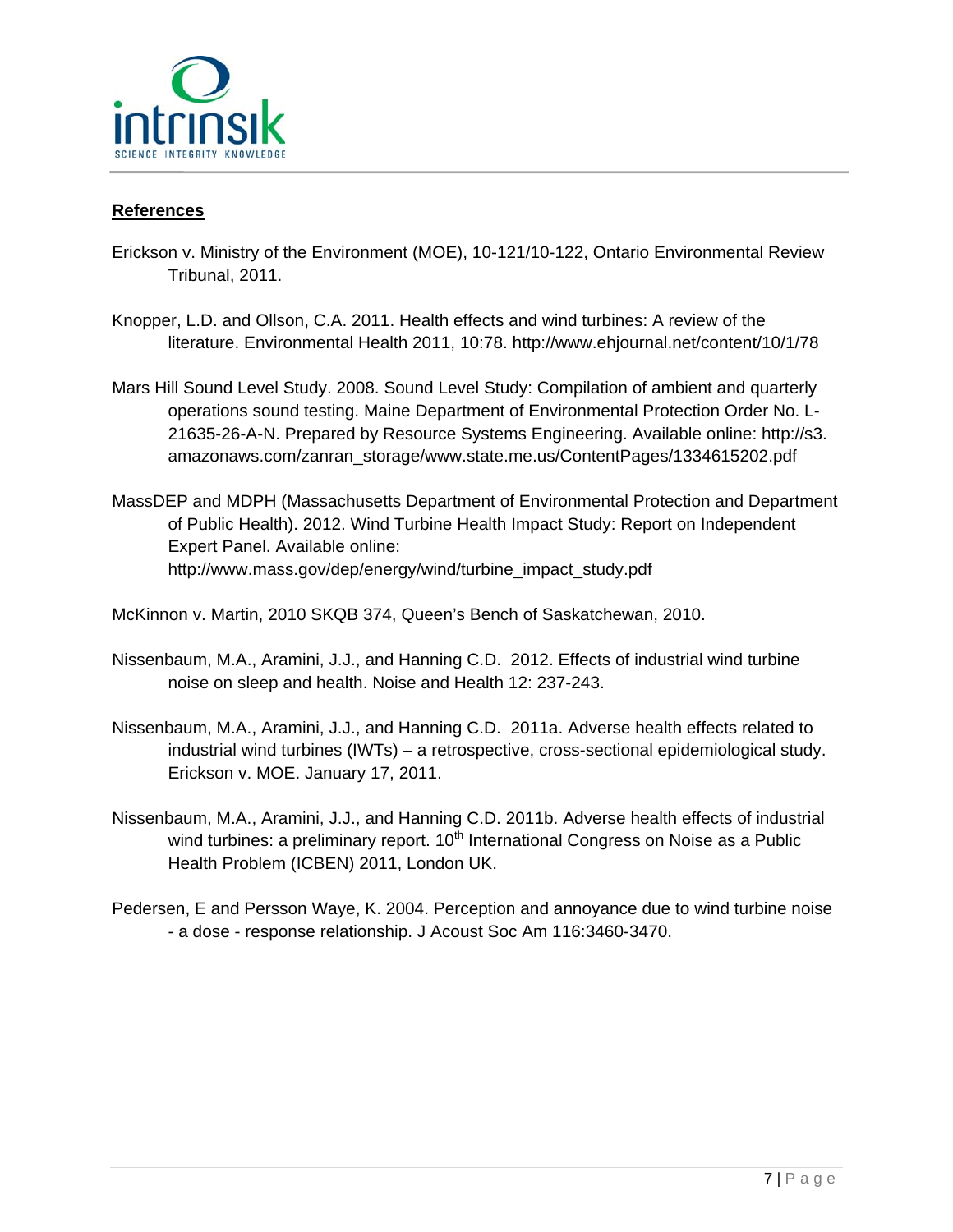**References**

Erickson v. Ministry of the Environment (MOE), 10-121/10-122, Ontario Environmental Review Tribunal, 2011.

Knopper, L.D. and Ollson, C.A. 2011. Health effects and wind turbines: A review of the literature. Environmental Health 2011, 10:78. http://www.ehjournal.net/content/10/1/78

Mars Hill Sound Level Study. 2008. Sound Level Study: Compilation of ambient and quarterly operations sound testing. Maine Department of Environmental Protection Order No. L-21635-26-A-N. Prepared by Resource Systems Engineering. Available online: http://s3.amazonaws.com/zanran_storage/www.state.me.us/ContentPages/1334615202.pdf

MassDEP and MDPH (Massachusetts Department of Environmental Protection and Department of Public Health). 2012. Wind Turbine Health Impact Study: Report on Independent Expert Panel. Available online: http://www.mass.gov/dep/energy/wind/turbine_impact_study.pdf

McKinnon v. Martin, 2010 SKQB 374, Queen's Bench of Saskatchewan, 2010.

Nissenbaum, M.A., Aramini, J.J., and Hanning C.D. 2012. Effects of industrial wind turbine noise on sleep and health. Noise and Health 12: 237-243.

Nissenbaum, M.A., Aramini, J.J., and Hanning C.D. 2011a. Adverse health effects related to industrial wind turbines (IWTs) – a retrospective, cross-sectional epidemiological study. Erickson v. MOE. January 17, 2011.

Nissenbaum, M.A., Aramini, J.J., and Hanning C.D. 2011b. Adverse health effects of industrial wind turbines: a preliminary report. 10th International Congress on Noise as a Public Health Problem (ICBEN) 2011, London UK.

Pedersen, E and Persson Waye, K. 2004. Perception and annoyance due to wind turbine noise - a dose - response relationship. J Acoust Soc Am 116:3460-3470.